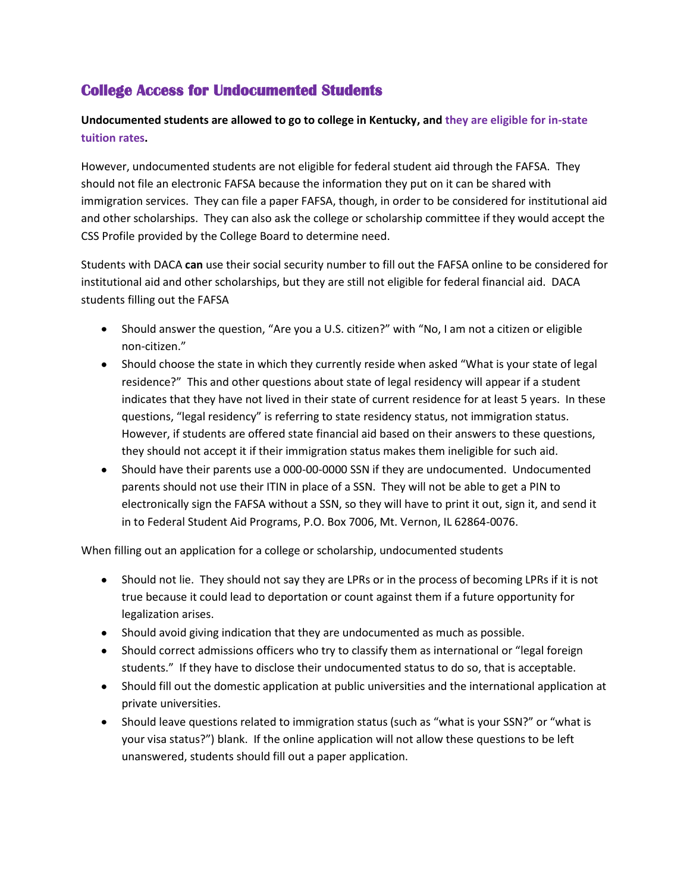# College Access for Undocumented Students

**Undocumented students are allowed to go to college in Kentucky, and they are eligible for in-state tuition rates.**

However, undocumented students are not eligible for federal student aid through the FAFSA. They should not file an electronic FAFSA because the information they put on it can be shared with immigration services. They can file a paper FAFSA, though, in order to be considered for institutional aid and other scholarships. They can also ask the college or scholarship committee if they would accept the CSS Profile provided by the College Board to determine need.

Students with DACA **can** use their social security number to fill out the FAFSA online to be considered for institutional aid and other scholarships, but they are still not eligible for federal financial aid. DACA students filling out the FAFSA

- Should answer the question, "Are you a U.S. citizen?" with "No, I am not a citizen or eligible non-citizen."
- Should choose the state in which they currently reside when asked "What is your state of legal residence?" This and other questions about state of legal residency will appear if a student indicates that they have not lived in their state of current residence for at least 5 years. In these questions, "legal residency" is referring to state residency status, not immigration status. However, if students are offered state financial aid based on their answers to these questions, they should not accept it if their immigration status makes them ineligible for such aid.
- Should have their parents use a 000-00-0000 SSN if they are undocumented. Undocumented parents should not use their ITIN in place of a SSN. They will not be able to get a PIN to electronically sign the FAFSA without a SSN, so they will have to print it out, sign it, and send it in to Federal Student Aid Programs, P.O. Box 7006, Mt. Vernon, IL 62864-0076.

When filling out an application for a college or scholarship, undocumented students

- Should not lie. They should not say they are LPRs or in the process of becoming LPRs if it is not true because it could lead to deportation or count against them if a future opportunity for legalization arises.
- Should avoid giving indication that they are undocumented as much as possible.
- Should correct admissions officers who try to classify them as international or "legal foreign students." If they have to disclose their undocumented status to do so, that is acceptable.
- Should fill out the domestic application at public universities and the international application at private universities.
- Should leave questions related to immigration status (such as "what is your SSN?" or "what is your visa status?") blank. If the online application will not allow these questions to be left unanswered, students should fill out a paper application.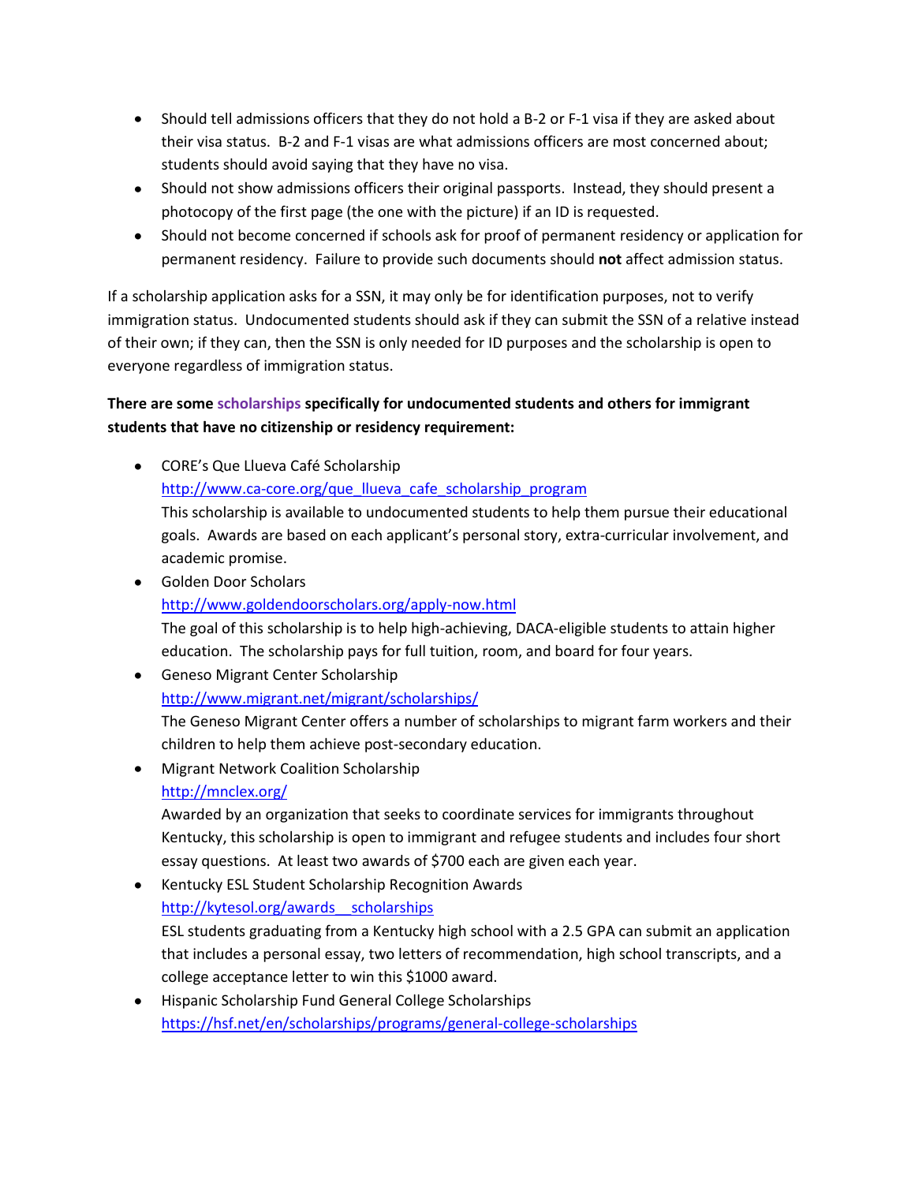- Should tell admissions officers that they do not hold a B-2 or F-1 visa if they are asked about their visa status. B-2 and F-1 visas are what admissions officers are most concerned about; students should avoid saying that they have no visa.
- Should not show admissions officers their original passports. Instead, they should present a photocopy of the first page (the one with the picture) if an ID is requested.
- Should not become concerned if schools ask for proof of permanent residency or application for permanent residency. Failure to provide such documents should **not** affect admission status.

If a scholarship application asks for a SSN, it may only be for identification purposes, not to verify immigration status. Undocumented students should ask if they can submit the SSN of a relative instead of their own; if they can, then the SSN is only needed for ID purposes and the scholarship is open to everyone regardless of immigration status.

**There are some scholarships specifically for undocumented students and others for immigrant students that have no citizenship or residency requirement:**

- CORE's Que Llueva Café Scholarship
  http://www.ca-core.org/que_llueva_cafe_scholarship_program
  This scholarship is available to undocumented students to help them pursue their educational goals. Awards are based on each applicant's personal story, extra-curricular involvement, and academic promise.
- Golden Door Scholars
  http://www.goldendoorscholars.org/apply-now.html
  The goal of this scholarship is to help high-achieving, DACA-eligible students to attain higher education. The scholarship pays for full tuition, room, and board for four years.
- Geneso Migrant Center Scholarship
  http://www.migrant.net/migrant/scholarships/
  The Geneso Migrant Center offers a number of scholarships to migrant farm workers and their children to help them achieve post-secondary education.
- Migrant Network Coalition Scholarship
  http://mnclex.org/
  Awarded by an organization that seeks to coordinate services for immigrants throughout Kentucky, this scholarship is open to immigrant and refugee students and includes four short essay questions. At least two awards of $700 each are given each year.
- Kentucky ESL Student Scholarship Recognition Awards
  http://kytesol.org/awards__scholarships
  ESL students graduating from a Kentucky high school with a 2.5 GPA can submit an application that includes a personal essay, two letters of recommendation, high school transcripts, and a college acceptance letter to win this $1000 award.
- Hispanic Scholarship Fund General College Scholarships
  https://hsf.net/en/scholarships/programs/general-college-scholarships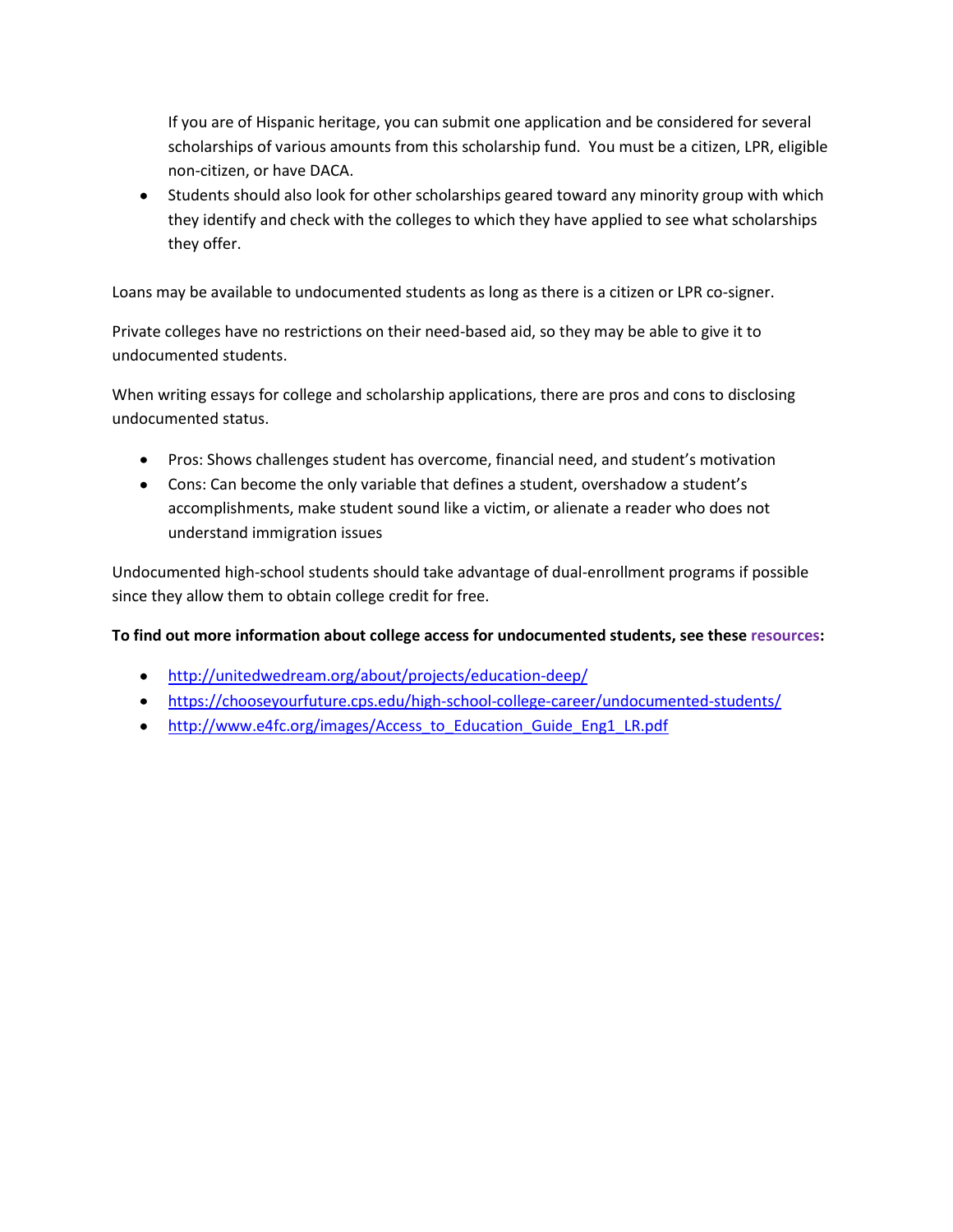If you are of Hispanic heritage, you can submit one application and be considered for several scholarships of various amounts from this scholarship fund. You must be a citizen, LPR, eligible non-citizen, or have DACA.

- Students should also look for other scholarships geared toward any minority group with which they identify and check with the colleges to which they have applied to see what scholarships they offer.

Loans may be available to undocumented students as long as there is a citizen or LPR co-signer.

Private colleges have no restrictions on their need-based aid, so they may be able to give it to undocumented students.

When writing essays for college and scholarship applications, there are pros and cons to disclosing undocumented status.

- Pros: Shows challenges student has overcome, financial need, and student's motivation
- Cons: Can become the only variable that defines a student, overshadow a student's accomplishments, make student sound like a victim, or alienate a reader who does not understand immigration issues

Undocumented high-school students should take advantage of dual-enrollment programs if possible since they allow them to obtain college credit for free.

**To find out more information about college access for undocumented students, see these resources:**

- http://unitedwedream.org/about/projects/education-deep/
- https://chooseyourfuture.cps.edu/high-school-college-career/undocumented-students/
- http://www.e4fc.org/images/Access_to_Education_Guide_Eng1_LR.pdf